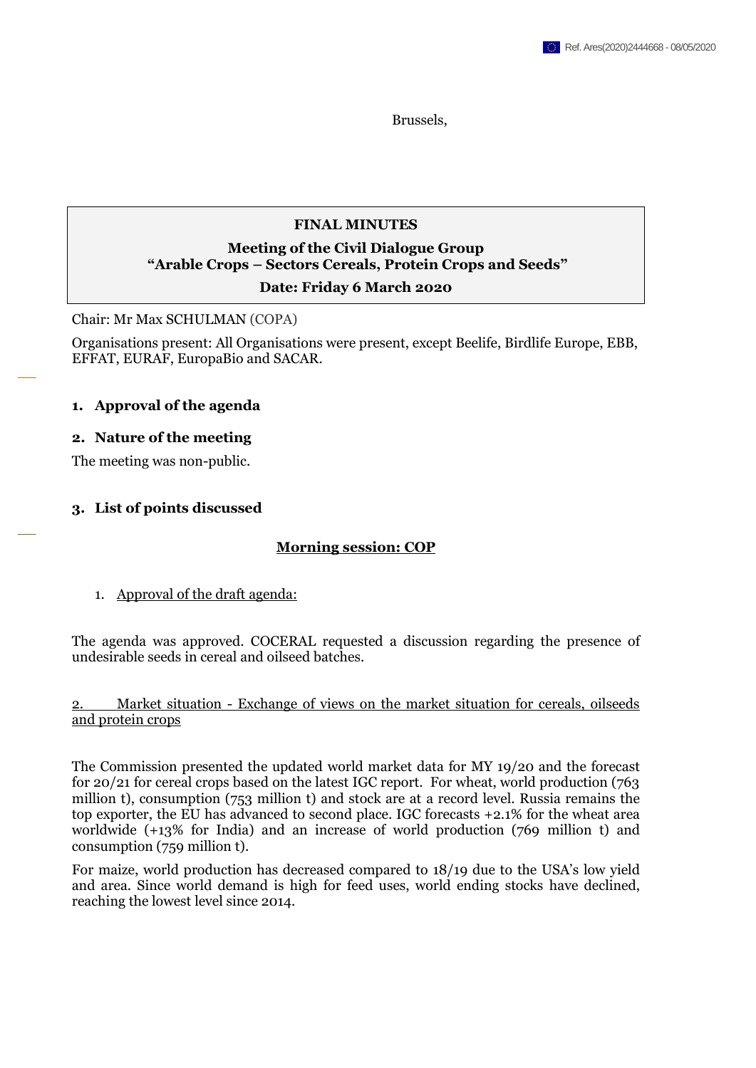Brussels,

**FINAL MINUTES**

**Meeting of the Civil Dialogue Group "Arable Crops – Sectors Cereals, Protein Crops and Seeds"**

**Date: Friday 6 March 2020**

Chair: Mr Max SCHULMAN (COPA)

Organisations present: All Organisations were present, except Beelife, Birdlife Europe, EBB, EFFAT, EURAF, EuropaBio and SACAR.

## 1. Approval of the agenda

## 2. Nature of the meeting

The meeting was non-public.

## 3. List of points discussed

**Morning session: COP**

1. Approval of the draft agenda:

The agenda was approved. COCERAL requested a discussion regarding the presence of undesirable seeds in cereal and oilseed batches.

2. Market situation - Exchange of views on the market situation for cereals, oilseeds and protein crops

The Commission presented the updated world market data for MY 19/20 and the forecast for 20/21 for cereal crops based on the latest IGC report. For wheat, world production (763 million t), consumption (753 million t) and stock are at a record level. Russia remains the top exporter, the EU has advanced to second place. IGC forecasts +2.1% for the wheat area worldwide (+13% for India) and an increase of world production (769 million t) and consumption (759 million t).

For maize, world production has decreased compared to 18/19 due to the USA's low yield and area. Since world demand is high for feed uses, world ending stocks have declined, reaching the lowest level since 2014.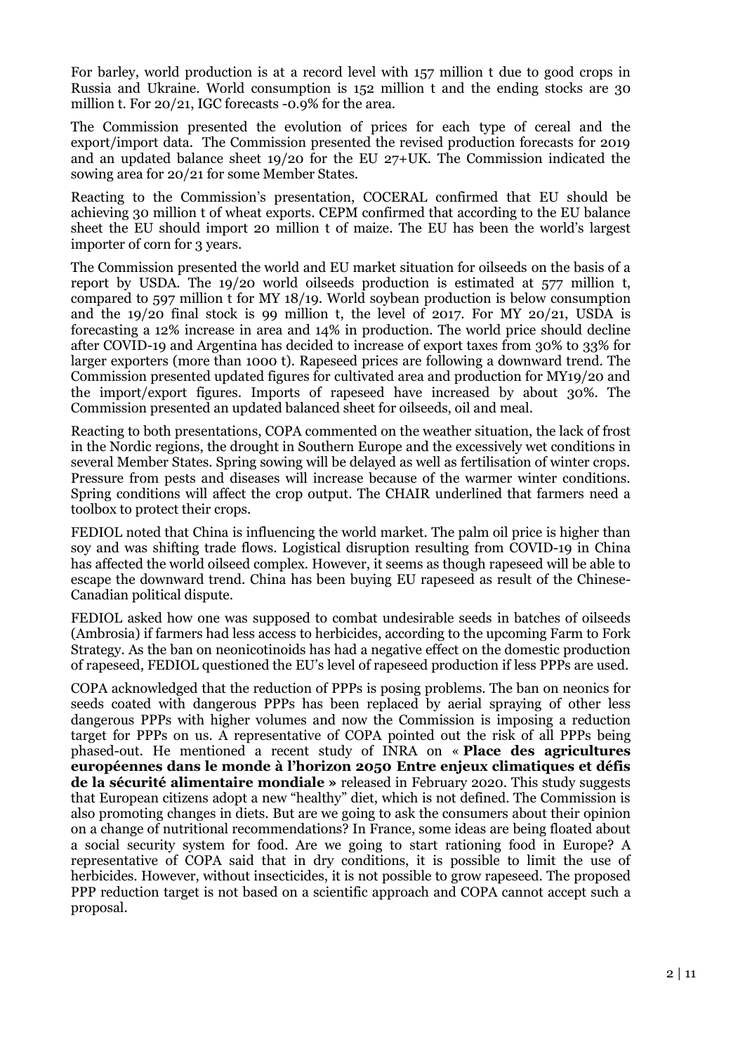For barley, world production is at a record level with 157 million t due to good crops in Russia and Ukraine. World consumption is 152 million t and the ending stocks are 30 million t. For 20/21, IGC forecasts -0.9% for the area.

The Commission presented the evolution of prices for each type of cereal and the export/import data. The Commission presented the revised production forecasts for 2019 and an updated balance sheet 19/20 for the EU 27+UK. The Commission indicated the sowing area for 20/21 for some Member States.

Reacting to the Commission's presentation, COCERAL confirmed that EU should be achieving 30 million t of wheat exports. CEPM confirmed that according to the EU balance sheet the EU should import 20 million t of maize. The EU has been the world's largest importer of corn for 3 years.

The Commission presented the world and EU market situation for oilseeds on the basis of a report by USDA. The 19/20 world oilseeds production is estimated at 577 million t, compared to 597 million t for MY 18/19. World soybean production is below consumption and the 19/20 final stock is 99 million t, the level of 2017. For MY 20/21, USDA is forecasting a 12% increase in area and 14% in production. The world price should decline after COVID-19 and Argentina has decided to increase of export taxes from 30% to 33% for larger exporters (more than 1000 t). Rapeseed prices are following a downward trend. The Commission presented updated figures for cultivated area and production for MY19/20 and the import/export figures. Imports of rapeseed have increased by about 30%. The Commission presented an updated balanced sheet for oilseeds, oil and meal.

Reacting to both presentations, COPA commented on the weather situation, the lack of frost in the Nordic regions, the drought in Southern Europe and the excessively wet conditions in several Member States. Spring sowing will be delayed as well as fertilisation of winter crops. Pressure from pests and diseases will increase because of the warmer winter conditions. Spring conditions will affect the crop output. The CHAIR underlined that farmers need a toolbox to protect their crops.

FEDIOL noted that China is influencing the world market. The palm oil price is higher than soy and was shifting trade flows. Logistical disruption resulting from COVID-19 in China has affected the world oilseed complex. However, it seems as though rapeseed will be able to escape the downward trend. China has been buying EU rapeseed as result of the Chinese-Canadian political dispute.

FEDIOL asked how one was supposed to combat undesirable seeds in batches of oilseeds (Ambrosia) if farmers had less access to herbicides, according to the upcoming Farm to Fork Strategy. As the ban on neonicotinoids has had a negative effect on the domestic production of rapeseed, FEDIOL questioned the EU's level of rapeseed production if less PPPs are used.

COPA acknowledged that the reduction of PPPs is posing problems. The ban on neonics for seeds coated with dangerous PPPs has been replaced by aerial spraying of other less dangerous PPPs with higher volumes and now the Commission is imposing a reduction target for PPPs on us. A representative of COPA pointed out the risk of all PPPs being phased-out. He mentioned a recent study of INRA on « **Place des agricultures européennes dans le monde à l'horizon 2050 Entre enjeux climatiques et défis de la sécurité alimentaire mondiale »** released in February 2020. This study suggests that European citizens adopt a new "healthy" diet, which is not defined. The Commission is also promoting changes in diets. But are we going to ask the consumers about their opinion on a change of nutritional recommendations? In France, some ideas are being floated about a social security system for food. Are we going to start rationing food in Europe? A representative of COPA said that in dry conditions, it is possible to limit the use of herbicides. However, without insecticides, it is not possible to grow rapeseed. The proposed PPP reduction target is not based on a scientific approach and COPA cannot accept such a proposal.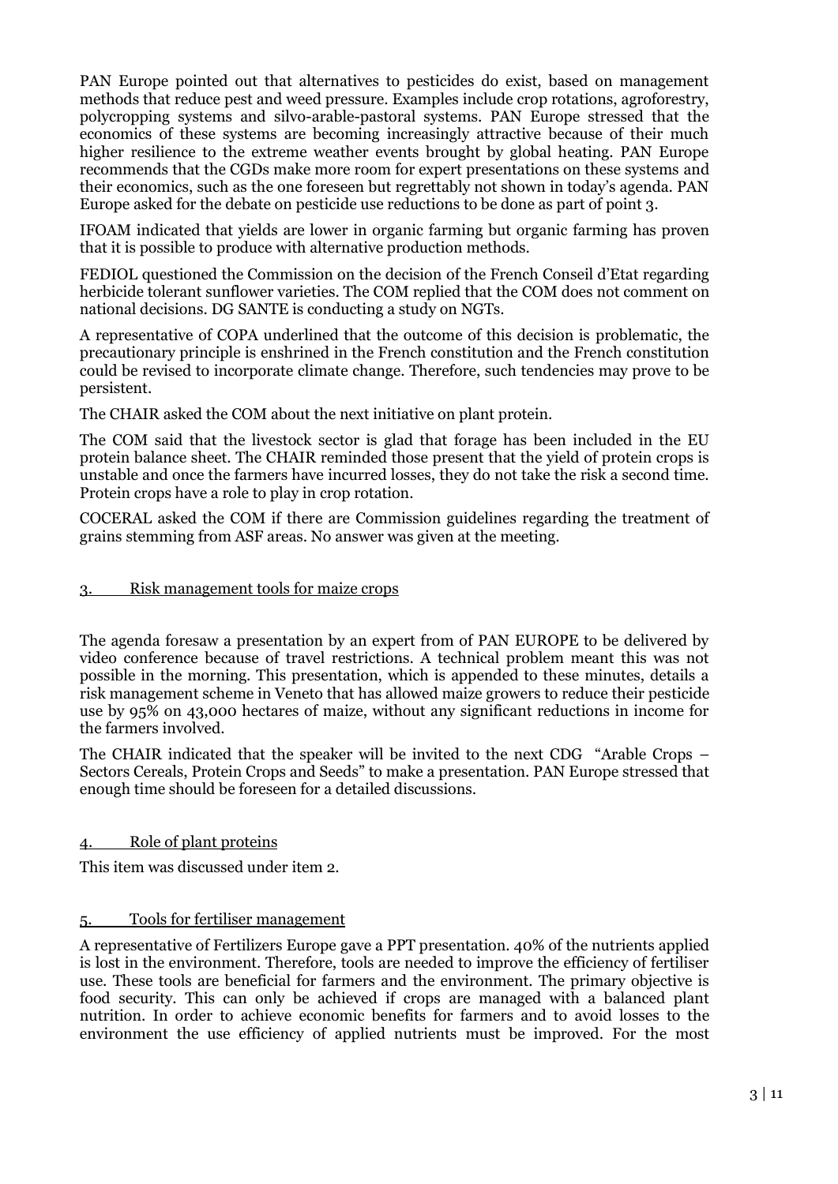PAN Europe pointed out that alternatives to pesticides do exist, based on management methods that reduce pest and weed pressure. Examples include crop rotations, agroforestry, polycropping systems and silvo-arable-pastoral systems. PAN Europe stressed that the economics of these systems are becoming increasingly attractive because of their much higher resilience to the extreme weather events brought by global heating. PAN Europe recommends that the CGDs make more room for expert presentations on these systems and their economics, such as the one foreseen but regrettably not shown in today's agenda. PAN Europe asked for the debate on pesticide use reductions to be done as part of point 3.

IFOAM indicated that yields are lower in organic farming but organic farming has proven that it is possible to produce with alternative production methods.

FEDIOL questioned the Commission on the decision of the French Conseil d'Etat regarding herbicide tolerant sunflower varieties. The COM replied that the COM does not comment on national decisions. DG SANTE is conducting a study on NGTs.

A representative of COPA underlined that the outcome of this decision is problematic, the precautionary principle is enshrined in the French constitution and the French constitution could be revised to incorporate climate change. Therefore, such tendencies may prove to be persistent.

The CHAIR asked the COM about the next initiative on plant protein.

The COM said that the livestock sector is glad that forage has been included in the EU protein balance sheet. The CHAIR reminded those present that the yield of protein crops is unstable and once the farmers have incurred losses, they do not take the risk a second time. Protein crops have a role to play in crop rotation.

COCERAL asked the COM if there are Commission guidelines regarding the treatment of grains stemming from ASF areas. No answer was given at the meeting.

## 3. Risk management tools for maize crops

The agenda foresaw a presentation by an expert from of PAN EUROPE to be delivered by video conference because of travel restrictions. A technical problem meant this was not possible in the morning. This presentation, which is appended to these minutes, details a risk management scheme in Veneto that has allowed maize growers to reduce their pesticide use by 95% on 43,000 hectares of maize, without any significant reductions in income for the farmers involved.

The CHAIR indicated that the speaker will be invited to the next CDG "Arable Crops – Sectors Cereals, Protein Crops and Seeds" to make a presentation. PAN Europe stressed that enough time should be foreseen for a detailed discussions.

## 4. Role of plant proteins

This item was discussed under item 2.

## 5. Tools for fertiliser management

A representative of Fertilizers Europe gave a PPT presentation. 40% of the nutrients applied is lost in the environment. Therefore, tools are needed to improve the efficiency of fertiliser use. These tools are beneficial for farmers and the environment. The primary objective is food security. This can only be achieved if crops are managed with a balanced plant nutrition. In order to achieve economic benefits for farmers and to avoid losses to the environment the use efficiency of applied nutrients must be improved. For the most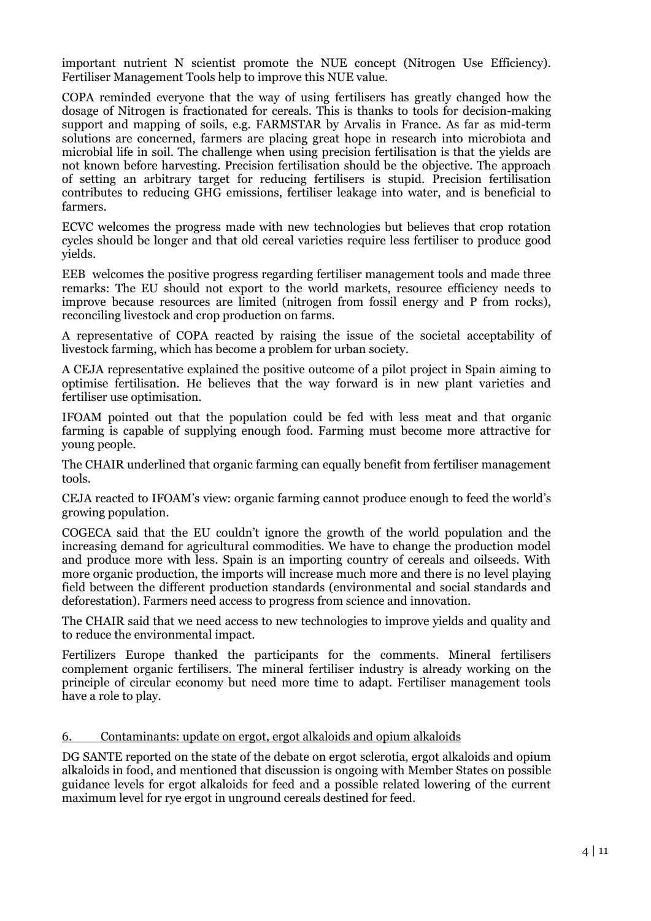important nutrient N scientist promote the NUE concept (Nitrogen Use Efficiency). Fertiliser Management Tools help to improve this NUE value.

COPA reminded everyone that the way of using fertilisers has greatly changed how the dosage of Nitrogen is fractionated for cereals. This is thanks to tools for decision-making support and mapping of soils, e.g. FARMSTAR by Arvalis in France. As far as mid-term solutions are concerned, farmers are placing great hope in research into microbiota and microbial life in soil. The challenge when using precision fertilisation is that the yields are not known before harvesting. Precision fertilisation should be the objective. The approach of setting an arbitrary target for reducing fertilisers is stupid. Precision fertilisation contributes to reducing GHG emissions, fertiliser leakage into water, and is beneficial to farmers.

ECVC welcomes the progress made with new technologies but believes that crop rotation cycles should be longer and that old cereal varieties require less fertiliser to produce good yields.

EEB welcomes the positive progress regarding fertiliser management tools and made three remarks: The EU should not export to the world markets, resource efficiency needs to improve because resources are limited (nitrogen from fossil energy and P from rocks), reconciling livestock and crop production on farms.

A representative of COPA reacted by raising the issue of the societal acceptability of livestock farming, which has become a problem for urban society.

A CEJA representative explained the positive outcome of a pilot project in Spain aiming to optimise fertilisation. He believes that the way forward is in new plant varieties and fertiliser use optimisation.

IFOAM pointed out that the population could be fed with less meat and that organic farming is capable of supplying enough food. Farming must become more attractive for young people.

The CHAIR underlined that organic farming can equally benefit from fertiliser management tools.

CEJA reacted to IFOAM's view: organic farming cannot produce enough to feed the world's growing population.

COGECA said that the EU couldn't ignore the growth of the world population and the increasing demand for agricultural commodities. We have to change the production model and produce more with less. Spain is an importing country of cereals and oilseeds. With more organic production, the imports will increase much more and there is no level playing field between the different production standards (environmental and social standards and deforestation). Farmers need access to progress from science and innovation.

The CHAIR said that we need access to new technologies to improve yields and quality and to reduce the environmental impact.

Fertilizers Europe thanked the participants for the comments. Mineral fertilisers complement organic fertilisers. The mineral fertiliser industry is already working on the principle of circular economy but need more time to adapt. Fertiliser management tools have a role to play.

## 6. Contaminants: update on ergot, ergot alkaloids and opium alkaloids

DG SANTE reported on the state of the debate on ergot sclerotia, ergot alkaloids and opium alkaloids in food, and mentioned that discussion is ongoing with Member States on possible guidance levels for ergot alkaloids for feed and a possible related lowering of the current maximum level for rye ergot in unground cereals destined for feed.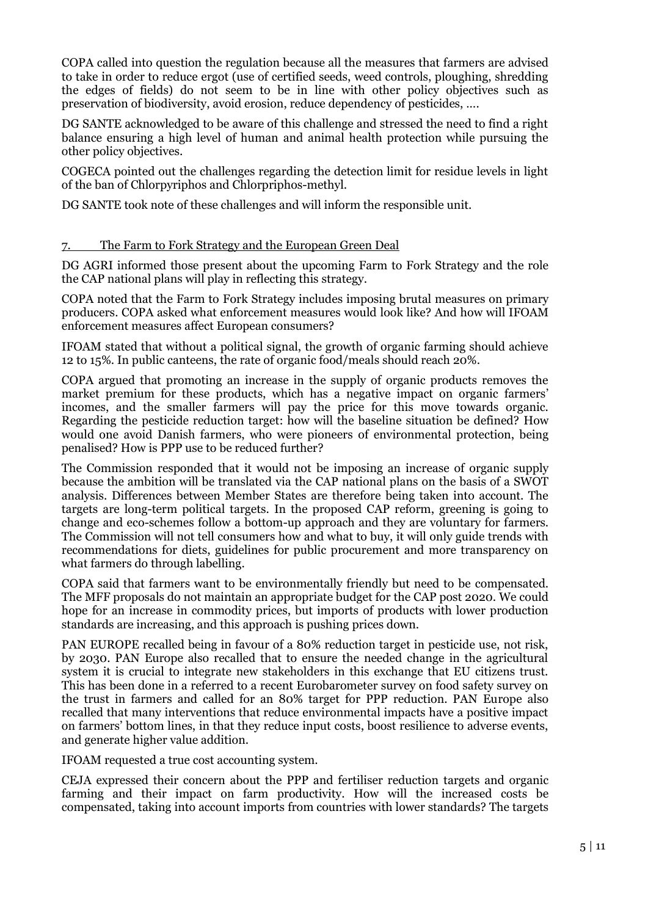COPA called into question the regulation because all the measures that farmers are advised to take in order to reduce ergot (use of certified seeds, weed controls, ploughing, shredding the edges of fields) do not seem to be in line with other policy objectives such as preservation of biodiversity, avoid erosion, reduce dependency of pesticides, ….

DG SANTE acknowledged to be aware of this challenge and stressed the need to find a right balance ensuring a high level of human and animal health protection while pursuing the other policy objectives.

COGECA pointed out the challenges regarding the detection limit for residue levels in light of the ban of Chlorpyriphos and Chlorpriphos-methyl.

DG SANTE took note of these challenges and will inform the responsible unit.

## 7. The Farm to Fork Strategy and the European Green Deal

DG AGRI informed those present about the upcoming Farm to Fork Strategy and the role the CAP national plans will play in reflecting this strategy.

COPA noted that the Farm to Fork Strategy includes imposing brutal measures on primary producers. COPA asked what enforcement measures would look like? And how will IFOAM enforcement measures affect European consumers?

IFOAM stated that without a political signal, the growth of organic farming should achieve 12 to 15%. In public canteens, the rate of organic food/meals should reach 20%.

COPA argued that promoting an increase in the supply of organic products removes the market premium for these products, which has a negative impact on organic farmers' incomes, and the smaller farmers will pay the price for this move towards organic. Regarding the pesticide reduction target: how will the baseline situation be defined? How would one avoid Danish farmers, who were pioneers of environmental protection, being penalised? How is PPP use to be reduced further?

The Commission responded that it would not be imposing an increase of organic supply because the ambition will be translated via the CAP national plans on the basis of a SWOT analysis. Differences between Member States are therefore being taken into account. The targets are long-term political targets. In the proposed CAP reform, greening is going to change and eco-schemes follow a bottom-up approach and they are voluntary for farmers. The Commission will not tell consumers how and what to buy, it will only guide trends with recommendations for diets, guidelines for public procurement and more transparency on what farmers do through labelling.

COPA said that farmers want to be environmentally friendly but need to be compensated. The MFF proposals do not maintain an appropriate budget for the CAP post 2020. We could hope for an increase in commodity prices, but imports of products with lower production standards are increasing, and this approach is pushing prices down.

PAN EUROPE recalled being in favour of a 80% reduction target in pesticide use, not risk, by 2030. PAN Europe also recalled that to ensure the needed change in the agricultural system it is crucial to integrate new stakeholders in this exchange that EU citizens trust. This has been done in a referred to a recent Eurobarometer survey on food safety survey on the trust in farmers and called for an 80% target for PPP reduction. PAN Europe also recalled that many interventions that reduce environmental impacts have a positive impact on farmers' bottom lines, in that they reduce input costs, boost resilience to adverse events, and generate higher value addition.

IFOAM requested a true cost accounting system.

CEJA expressed their concern about the PPP and fertiliser reduction targets and organic farming and their impact on farm productivity. How will the increased costs be compensated, taking into account imports from countries with lower standards? The targets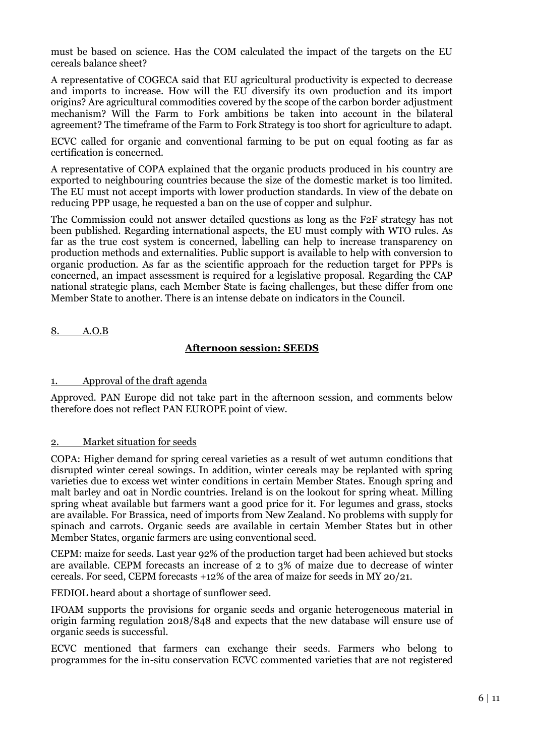must be based on science. Has the COM calculated the impact of the targets on the EU cereals balance sheet?

A representative of COGECA said that EU agricultural productivity is expected to decrease and imports to increase. How will the EU diversify its own production and its import origins? Are agricultural commodities covered by the scope of the carbon border adjustment mechanism? Will the Farm to Fork ambitions be taken into account in the bilateral agreement? The timeframe of the Farm to Fork Strategy is too short for agriculture to adapt.

ECVC called for organic and conventional farming to be put on equal footing as far as certification is concerned.

A representative of COPA explained that the organic products produced in his country are exported to neighbouring countries because the size of the domestic market is too limited. The EU must not accept imports with lower production standards. In view of the debate on reducing PPP usage, he requested a ban on the use of copper and sulphur.

The Commission could not answer detailed questions as long as the F2F strategy has not been published. Regarding international aspects, the EU must comply with WTO rules. As far as the true cost system is concerned, labelling can help to increase transparency on production methods and externalities. Public support is available to help with conversion to organic production. As far as the scientific approach for the reduction target for PPPs is concerned, an impact assessment is required for a legislative proposal. Regarding the CAP national strategic plans, each Member State is facing challenges, but these differ from one Member State to another. There is an intense debate on indicators in the Council.

## 8. A.O.B

## **Afternoon session: SEEDS**

### 1. Approval of the draft agenda

Approved. PAN Europe did not take part in the afternoon session, and comments below therefore does not reflect PAN EUROPE point of view.

### 2. Market situation for seeds

COPA: Higher demand for spring cereal varieties as a result of wet autumn conditions that disrupted winter cereal sowings. In addition, winter cereals may be replanted with spring varieties due to excess wet winter conditions in certain Member States. Enough spring and malt barley and oat in Nordic countries. Ireland is on the lookout for spring wheat. Milling spring wheat available but farmers want a good price for it. For legumes and grass, stocks are available. For Brassica, need of imports from New Zealand. No problems with supply for spinach and carrots. Organic seeds are available in certain Member States but in other Member States, organic farmers are using conventional seed.

CEPM: maize for seeds. Last year 92% of the production target had been achieved but stocks are available. CEPM forecasts an increase of 2 to 3% of maize due to decrease of winter cereals. For seed, CEPM forecasts +12% of the area of maize for seeds in MY 20/21.

FEDIOL heard about a shortage of sunflower seed.

IFOAM supports the provisions for organic seeds and organic heterogeneous material in origin farming regulation 2018/848 and expects that the new database will ensure use of organic seeds is successful.

ECVC mentioned that farmers can exchange their seeds. Farmers who belong to programmes for the in-situ conservation ECVC commented varieties that are not registered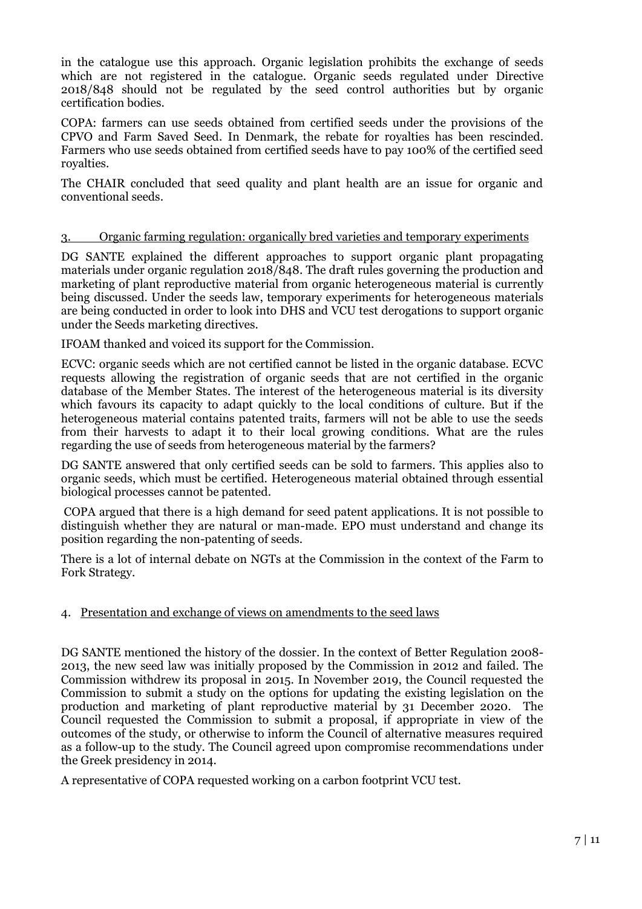in the catalogue use this approach. Organic legislation prohibits the exchange of seeds which are not registered in the catalogue. Organic seeds regulated under Directive 2018/848 should not be regulated by the seed control authorities but by organic certification bodies.

COPA: farmers can use seeds obtained from certified seeds under the provisions of the CPVO and Farm Saved Seed. In Denmark, the rebate for royalties has been rescinded. Farmers who use seeds obtained from certified seeds have to pay 100% of the certified seed royalties.

The CHAIR concluded that seed quality and plant health are an issue for organic and conventional seeds.

## 3. Organic farming regulation: organically bred varieties and temporary experiments

DG SANTE explained the different approaches to support organic plant propagating materials under organic regulation 2018/848. The draft rules governing the production and marketing of plant reproductive material from organic heterogeneous material is currently being discussed. Under the seeds law, temporary experiments for heterogeneous materials are being conducted in order to look into DHS and VCU test derogations to support organic under the Seeds marketing directives.

IFOAM thanked and voiced its support for the Commission.

ECVC: organic seeds which are not certified cannot be listed in the organic database. ECVC requests allowing the registration of organic seeds that are not certified in the organic database of the Member States. The interest of the heterogeneous material is its diversity which favours its capacity to adapt quickly to the local conditions of culture. But if the heterogeneous material contains patented traits, farmers will not be able to use the seeds from their harvests to adapt it to their local growing conditions. What are the rules regarding the use of seeds from heterogeneous material by the farmers?

DG SANTE answered that only certified seeds can be sold to farmers. This applies also to organic seeds, which must be certified. Heterogeneous material obtained through essential biological processes cannot be patented.

COPA argued that there is a high demand for seed patent applications. It is not possible to distinguish whether they are natural or man-made. EPO must understand and change its position regarding the non-patenting of seeds.

There is a lot of internal debate on NGTs at the Commission in the context of the Farm to Fork Strategy.

## 4. Presentation and exchange of views on amendments to the seed laws

DG SANTE mentioned the history of the dossier. In the context of Better Regulation 2008-2013, the new seed law was initially proposed by the Commission in 2012 and failed. The Commission withdrew its proposal in 2015. In November 2019, the Council requested the Commission to submit a study on the options for updating the existing legislation on the production and marketing of plant reproductive material by 31 December 2020. The Council requested the Commission to submit a proposal, if appropriate in view of the outcomes of the study, or otherwise to inform the Council of alternative measures required as a follow-up to the study. The Council agreed upon compromise recommendations under the Greek presidency in 2014.

A representative of COPA requested working on a carbon footprint VCU test.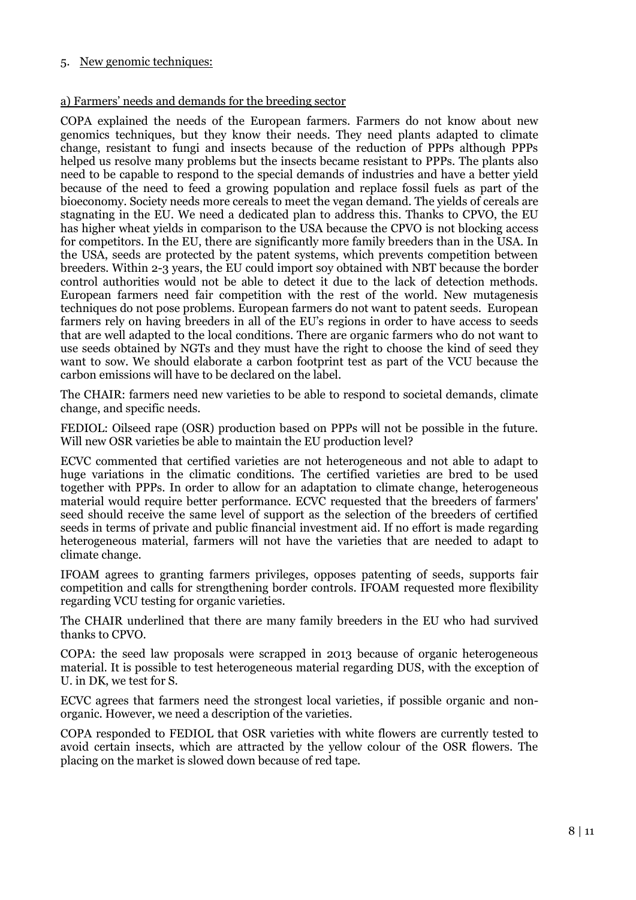5. New genomic techniques:

a) Farmers' needs and demands for the breeding sector

COPA explained the needs of the European farmers. Farmers do not know about new genomics techniques, but they know their needs. They need plants adapted to climate change, resistant to fungi and insects because of the reduction of PPPs although PPPs helped us resolve many problems but the insects became resistant to PPPs. The plants also need to be capable to respond to the special demands of industries and have a better yield because of the need to feed a growing population and replace fossil fuels as part of the bioeconomy. Society needs more cereals to meet the vegan demand. The yields of cereals are stagnating in the EU. We need a dedicated plan to address this. Thanks to CPVO, the EU has higher wheat yields in comparison to the USA because the CPVO is not blocking access for competitors. In the EU, there are significantly more family breeders than in the USA. In the USA, seeds are protected by the patent systems, which prevents competition between breeders. Within 2-3 years, the EU could import soy obtained with NBT because the border control authorities would not be able to detect it due to the lack of detection methods. European farmers need fair competition with the rest of the world. New mutagenesis techniques do not pose problems. European farmers do not want to patent seeds. European farmers rely on having breeders in all of the EU's regions in order to have access to seeds that are well adapted to the local conditions. There are organic farmers who do not want to use seeds obtained by NGTs and they must have the right to choose the kind of seed they want to sow. We should elaborate a carbon footprint test as part of the VCU because the carbon emissions will have to be declared on the label.

The CHAIR: farmers need new varieties to be able to respond to societal demands, climate change, and specific needs.

FEDIOL: Oilseed rape (OSR) production based on PPPs will not be possible in the future. Will new OSR varieties be able to maintain the EU production level?

ECVC commented that certified varieties are not heterogeneous and not able to adapt to huge variations in the climatic conditions. The certified varieties are bred to be used together with PPPs. In order to allow for an adaptation to climate change, heterogeneous material would require better performance. ECVC requested that the breeders of farmers' seed should receive the same level of support as the selection of the breeders of certified seeds in terms of private and public financial investment aid. If no effort is made regarding heterogeneous material, farmers will not have the varieties that are needed to adapt to climate change.

IFOAM agrees to granting farmers privileges, opposes patenting of seeds, supports fair competition and calls for strengthening border controls. IFOAM requested more flexibility regarding VCU testing for organic varieties.

The CHAIR underlined that there are many family breeders in the EU who had survived thanks to CPVO.

COPA: the seed law proposals were scrapped in 2013 because of organic heterogeneous material. It is possible to test heterogeneous material regarding DUS, with the exception of U. in DK, we test for S.

ECVC agrees that farmers need the strongest local varieties, if possible organic and non-organic. However, we need a description of the varieties.

COPA responded to FEDIOL that OSR varieties with white flowers are currently tested to avoid certain insects, which are attracted by the yellow colour of the OSR flowers. The placing on the market is slowed down because of red tape.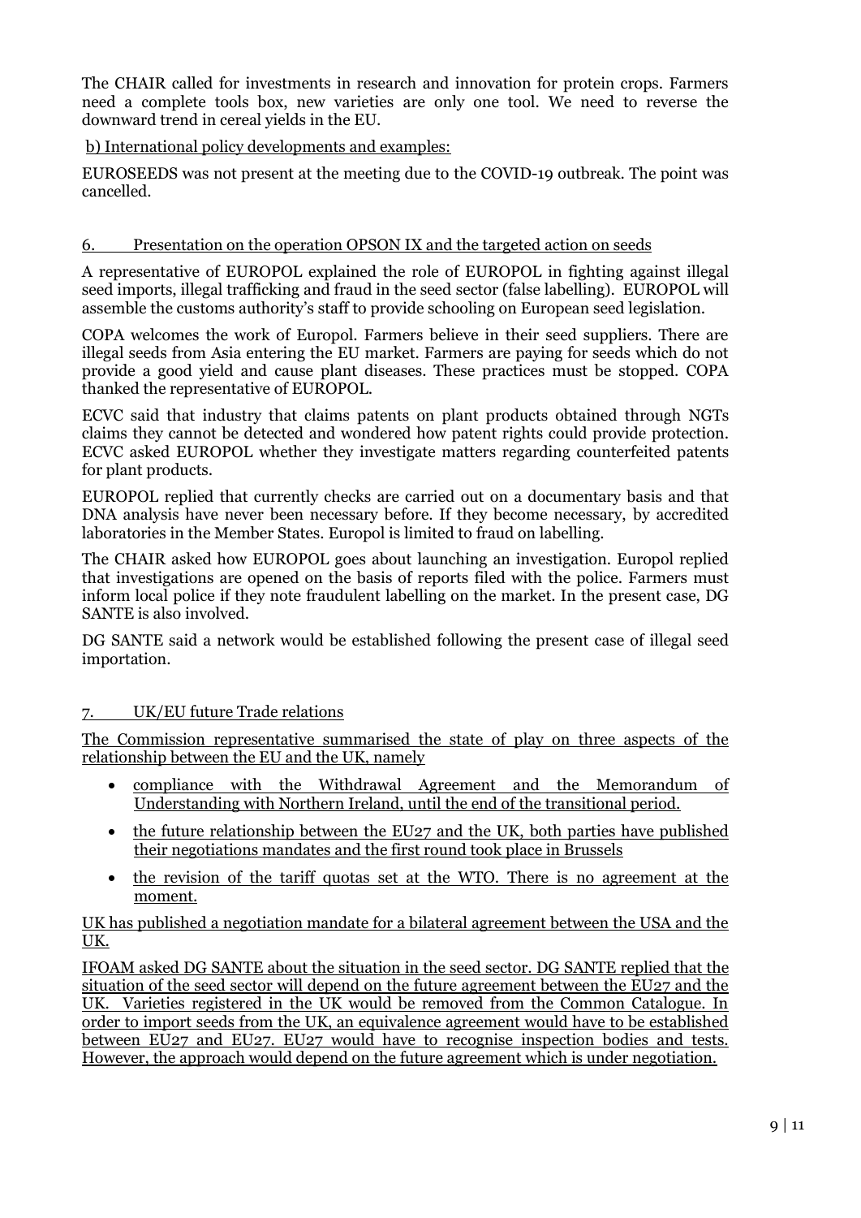The CHAIR called for investments in research and innovation for protein crops. Farmers need a complete tools box, new varieties are only one tool. We need to reverse the downward trend in cereal yields in the EU.

b) International policy developments and examples:

EUROSEEDS was not present at the meeting due to the COVID-19 outbreak. The point was cancelled.

## 6. Presentation on the operation OPSON IX and the targeted action on seeds

A representative of EUROPOL explained the role of EUROPOL in fighting against illegal seed imports, illegal trafficking and fraud in the seed sector (false labelling). EUROPOL will assemble the customs authority's staff to provide schooling on European seed legislation.

COPA welcomes the work of Europol. Farmers believe in their seed suppliers. There are illegal seeds from Asia entering the EU market. Farmers are paying for seeds which do not provide a good yield and cause plant diseases. These practices must be stopped. COPA thanked the representative of EUROPOL.

ECVC said that industry that claims patents on plant products obtained through NGTs claims they cannot be detected and wondered how patent rights could provide protection. ECVC asked EUROPOL whether they investigate matters regarding counterfeited patents for plant products.

EUROPOL replied that currently checks are carried out on a documentary basis and that DNA analysis have never been necessary before. If they become necessary, by accredited laboratories in the Member States. Europol is limited to fraud on labelling.

The CHAIR asked how EUROPOL goes about launching an investigation. Europol replied that investigations are opened on the basis of reports filed with the police. Farmers must inform local police if they note fraudulent labelling on the market. In the present case, DG SANTE is also involved.

DG SANTE said a network would be established following the present case of illegal seed importation.

## 7. UK/EU future Trade relations

The Commission representative summarised the state of play on three aspects of the relationship between the EU and the UK, namely

- compliance with the Withdrawal Agreement and the Memorandum of Understanding with Northern Ireland, until the end of the transitional period.
- the future relationship between the EU27 and the UK, both parties have published their negotiations mandates and the first round took place in Brussels
- the revision of the tariff quotas set at the WTO. There is no agreement at the moment.

UK has published a negotiation mandate for a bilateral agreement between the USA and the UK.

IFOAM asked DG SANTE about the situation in the seed sector. DG SANTE replied that the situation of the seed sector will depend on the future agreement between the EU27 and the UK. Varieties registered in the UK would be removed from the Common Catalogue. In order to import seeds from the UK, an equivalence agreement would have to be established between EU27 and EU27. EU27 would have to recognise inspection bodies and tests. However, the approach would depend on the future agreement which is under negotiation.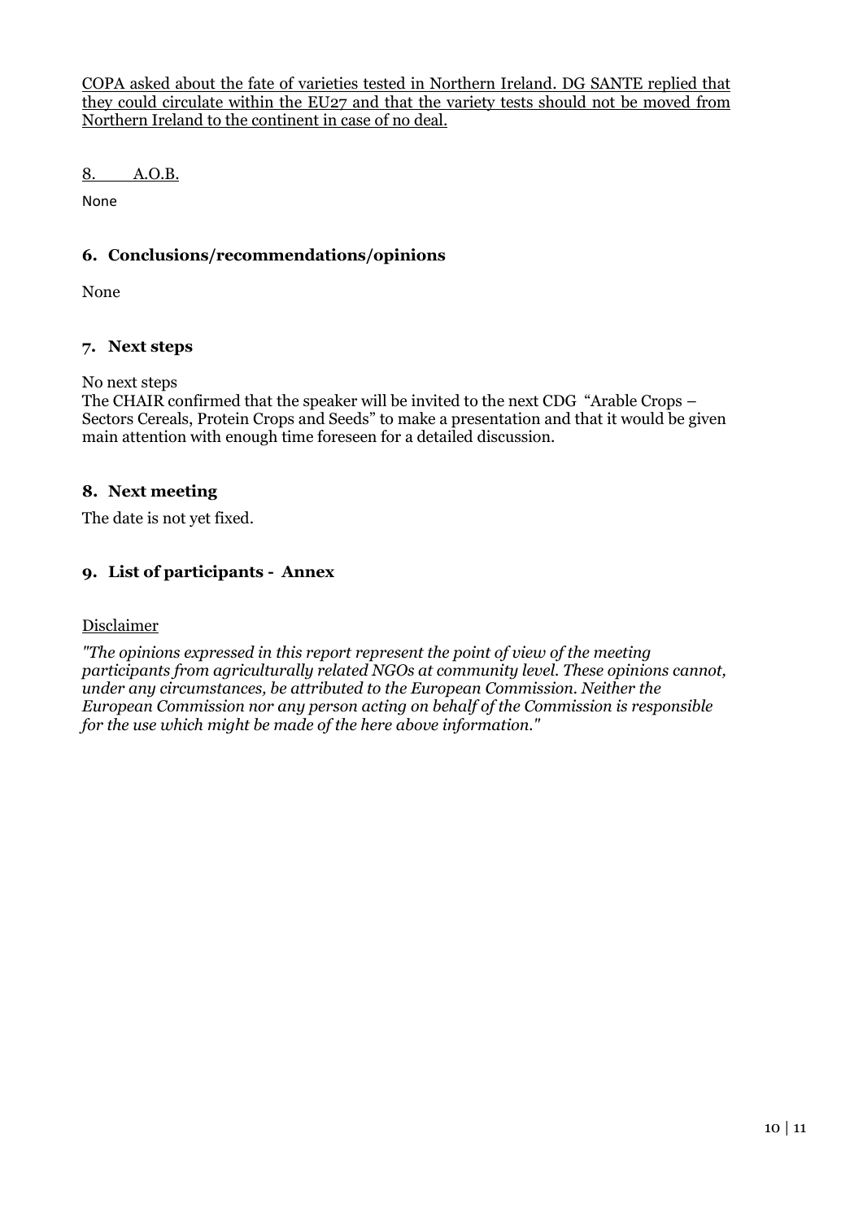COPA asked about the fate of varieties tested in Northern Ireland. DG SANTE replied that they could circulate within the EU27 and that the variety tests should not be moved from Northern Ireland to the continent in case of no deal.

8. A.O.B.

None

## 6. Conclusions/recommendations/opinions

None

## 7. Next steps

No next steps

The CHAIR confirmed that the speaker will be invited to the next CDG "Arable Crops – Sectors Cereals, Protein Crops and Seeds" to make a presentation and that it would be given main attention with enough time foreseen for a detailed discussion.

## 8. Next meeting

The date is not yet fixed.

## 9. List of participants - Annex

Disclaimer

*"The opinions expressed in this report represent the point of view of the meeting participants from agriculturally related NGOs at community level. These opinions cannot, under any circumstances, be attributed to the European Commission. Neither the European Commission nor any person acting on behalf of the Commission is responsible for the use which might be made of the here above information."*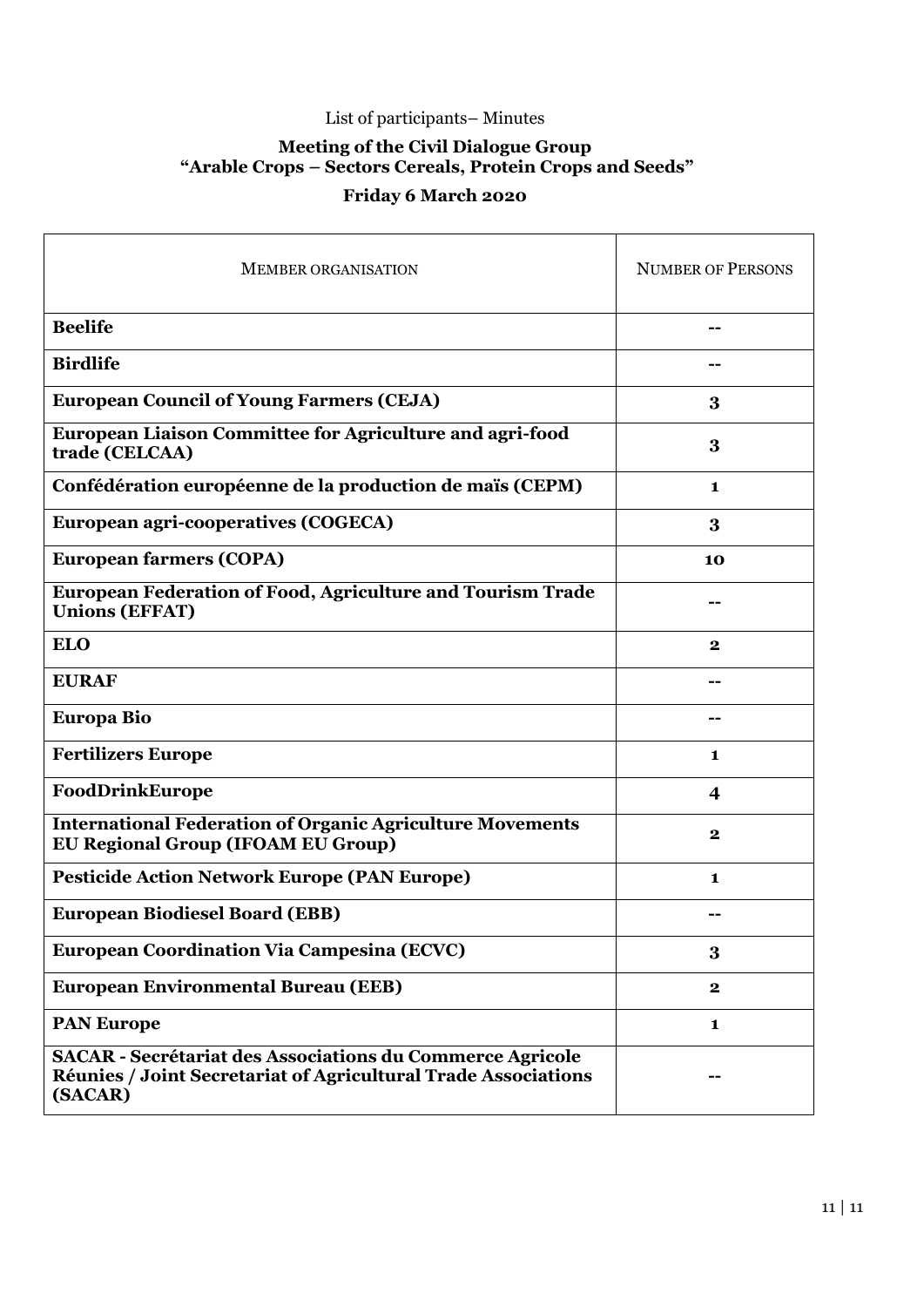List of participants– Minutes

**Meeting of the Civil Dialogue Group**
**"Arable Crops – Sectors Cereals, Protein Crops and Seeds"**

**Friday 6 March 2020**

| MEMBER ORGANISATION | NUMBER OF PERSONS |
| --- | --- |
| **Beelife** | **--** |
| **Birdlife** | **--** |
| **European Council of Young Farmers (CEJA)** | **3** |
| **European Liaison Committee for Agriculture and agri-food trade (CELCAA)** | **3** |
| **Confédération européenne de la production de maïs (CEPM)** | **1** |
| **European agri-cooperatives (COGECA)** | **3** |
| **European farmers (COPA)** | **10** |
| **European Federation of Food, Agriculture and Tourism Trade Unions (EFFAT)** | **--** |
| **ELO** | **2** |
| **EURAF** | **--** |
| **Europa Bio** | **--** |
| **Fertilizers Europe** | **1** |
| **FoodDrinkEurope** | **4** |
| **International Federation of Organic Agriculture Movements EU Regional Group (IFOAM EU Group)** | **2** |
| **Pesticide Action Network Europe (PAN Europe)** | **1** |
| **European Biodiesel Board (EBB)** | **--** |
| **European Coordination Via Campesina (ECVC)** | **3** |
| **European Environmental Bureau (EEB)** | **2** |
| **PAN Europe** | **1** |
| **SACAR - Secrétariat des Associations du Commerce Agricole Réunies / Joint Secretariat of Agricultural Trade Associations (SACAR)** | **--** |